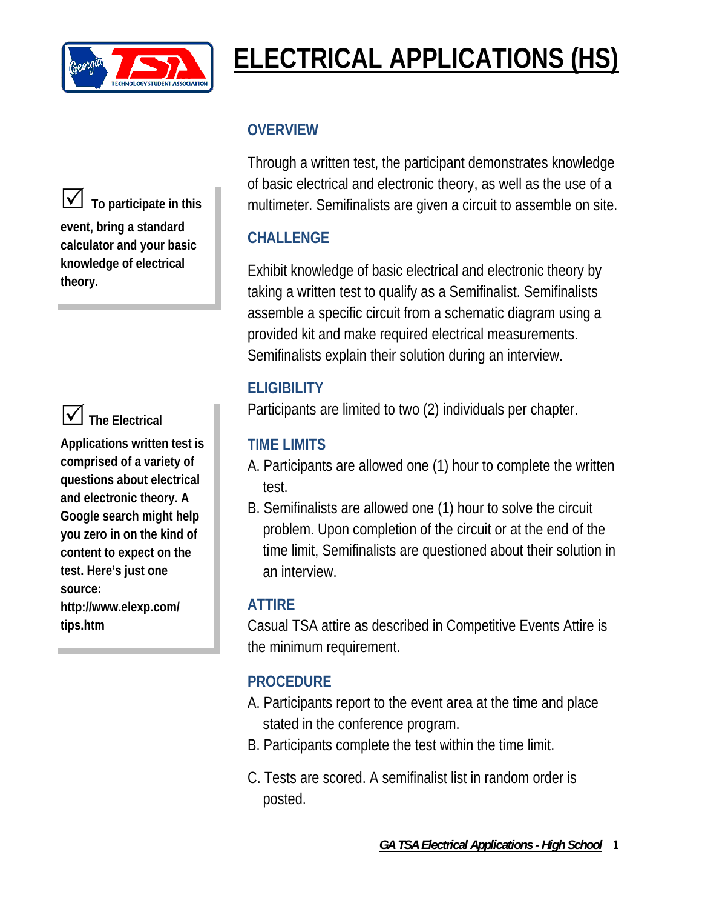# ELECTRICAL APPLICATIONS (HS)

☑ **To participate in this event, bring a standard calculator and your basic knowledge of electrical theory.**

☑ **The Electrical Applications written test is comprised of a variety of questions about electrical and electronic theory. A Google search might help you zero in on the kind of content to expect on the test. Here's just one source: http://www.elexp.com/tips.htm**

## OVERVIEW

Through a written test, the participant demonstrates knowledge of basic electrical and electronic theory, as well as the use of a multimeter. Semifinalists are given a circuit to assemble on site.

## CHALLENGE

Exhibit knowledge of basic electrical and electronic theory by taking a written test to qualify as a Semifinalist. Semifinalists assemble a specific circuit from a schematic diagram using a provided kit and make required electrical measurements. Semifinalists explain their solution during an interview.

## ELIGIBILITY

Participants are limited to two (2) individuals per chapter.

## TIME LIMITS

A. Participants are allowed one (1) hour to complete the written test.

B. Semifinalists are allowed one (1) hour to solve the circuit problem. Upon completion of the circuit or at the end of the time limit, Semifinalists are questioned about their solution in an interview.

## ATTIRE

Casual TSA attire as described in Competitive Events Attire is the minimum requirement.

## PROCEDURE

A. Participants report to the event area at the time and place stated in the conference program.

B. Participants complete the test within the time limit.

C. Tests are scored. A semifinalist list in random order is posted.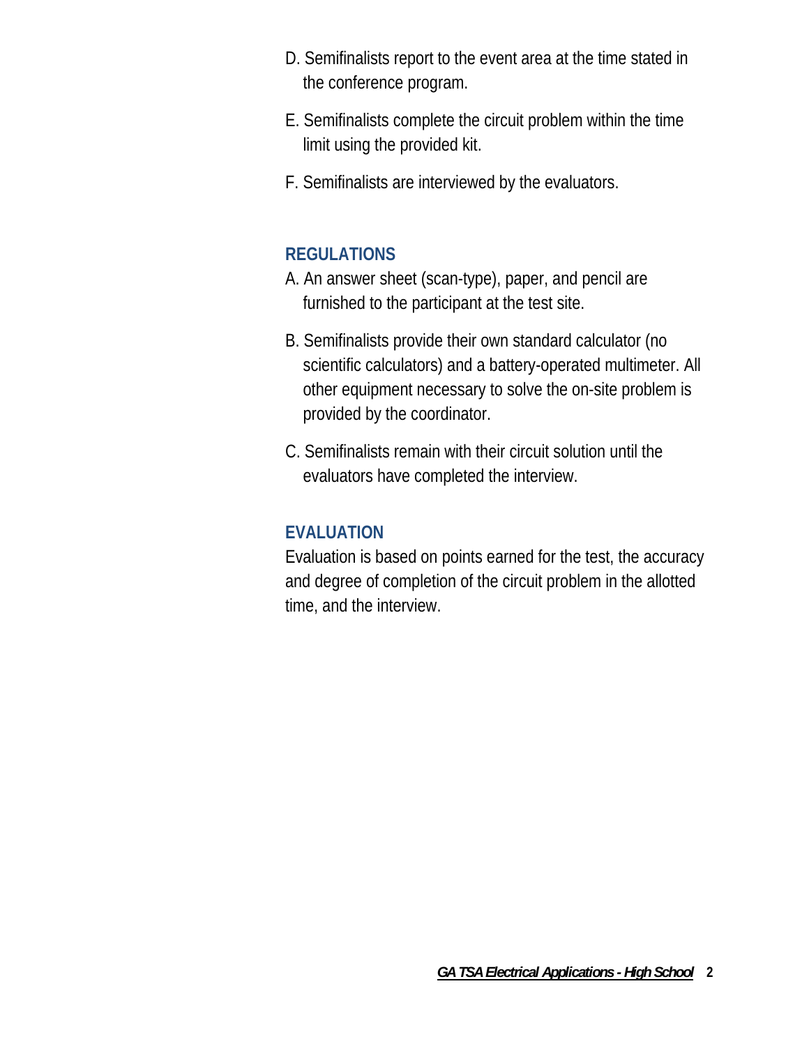D. Semifinalists report to the event area at the time stated in the conference program.

E. Semifinalists complete the circuit problem within the time limit using the provided kit.

F. Semifinalists are interviewed by the evaluators.

## REGULATIONS

A. An answer sheet (scan-type), paper, and pencil are furnished to the participant at the test site.

B. Semifinalists provide their own standard calculator (no scientific calculators) and a battery-operated multimeter. All other equipment necessary to solve the on-site problem is provided by the coordinator.

C. Semifinalists remain with their circuit solution until the evaluators have completed the interview.

## EVALUATION

Evaluation is based on points earned for the test, the accuracy and degree of completion of the circuit problem in the allotted time, and the interview.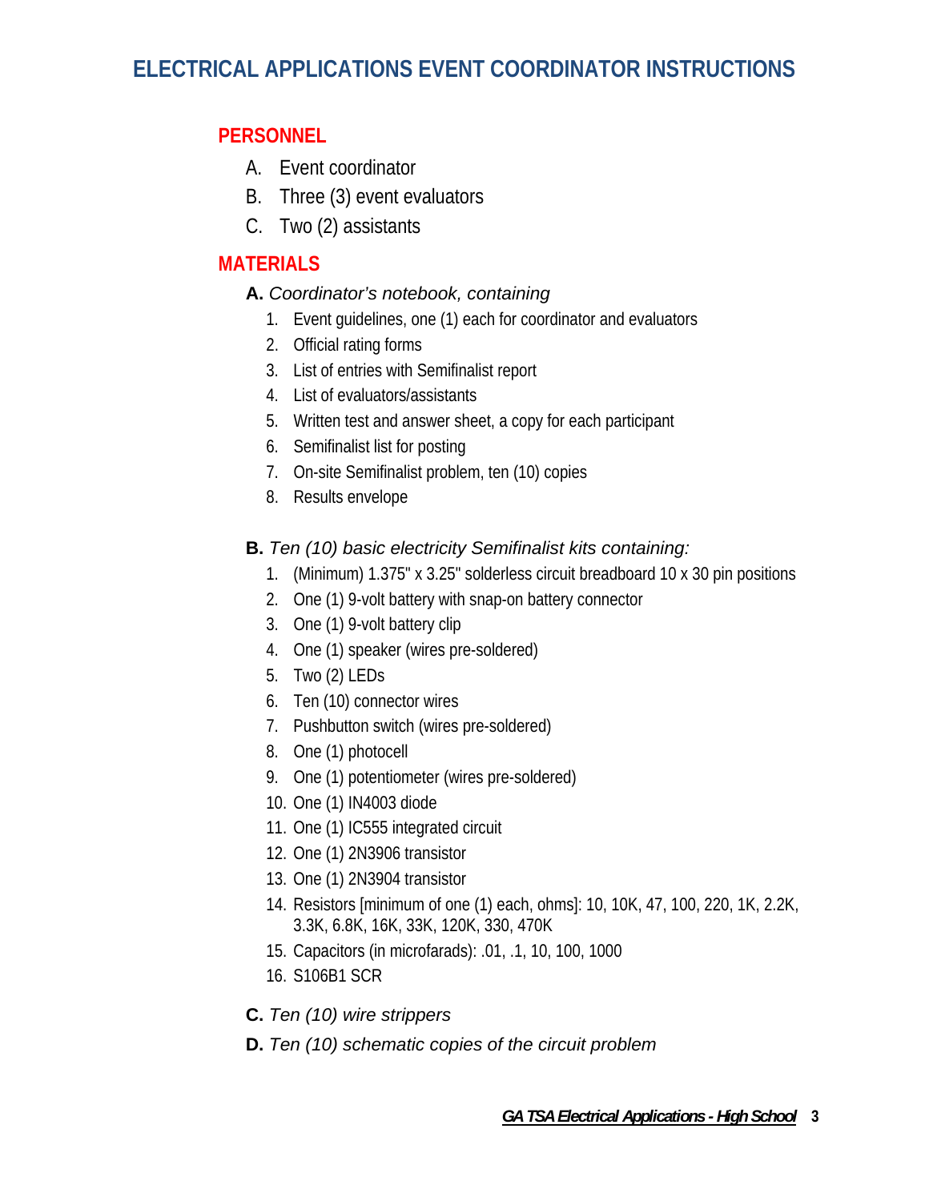# ELECTRICAL APPLICATIONS EVENT COORDINATOR INSTRUCTIONS

## PERSONNEL

A. Event coordinator
B. Three (3) event evaluators
C. Two (2) assistants

## MATERIALS

**A.** *Coordinator's notebook, containing*

1. Event guidelines, one (1) each for coordinator and evaluators
2. Official rating forms
3. List of entries with Semifinalist report
4. List of evaluators/assistants
5. Written test and answer sheet, a copy for each participant
6. Semifinalist list for posting
7. On-site Semifinalist problem, ten (10) copies
8. Results envelope

**B.** *Ten (10) basic electricity Semifinalist kits containing:*

1. (Minimum) 1.375" x 3.25" solderless circuit breadboard 10 x 30 pin positions
2. One (1) 9-volt battery with snap-on battery connector
3. One (1) 9-volt battery clip
4. One (1) speaker (wires pre-soldered)
5. Two (2) LEDs
6. Ten (10) connector wires
7. Pushbutton switch (wires pre-soldered)
8. One (1) photocell
9. One (1) potentiometer (wires pre-soldered)
10. One (1) IN4003 diode
11. One (1) IC555 integrated circuit
12. One (1) 2N3906 transistor
13. One (1) 2N3904 transistor
14. Resistors [minimum of one (1) each, ohms]: 10, 10K, 47, 100, 220, 1K, 2.2K, 3.3K, 6.8K, 16K, 33K, 120K, 330, 470K
15. Capacitors (in microfarads): .01, .1, 10, 100, 1000
16. S106B1 SCR

**C.** *Ten (10) wire strippers*

**D.** *Ten (10) schematic copies of the circuit problem*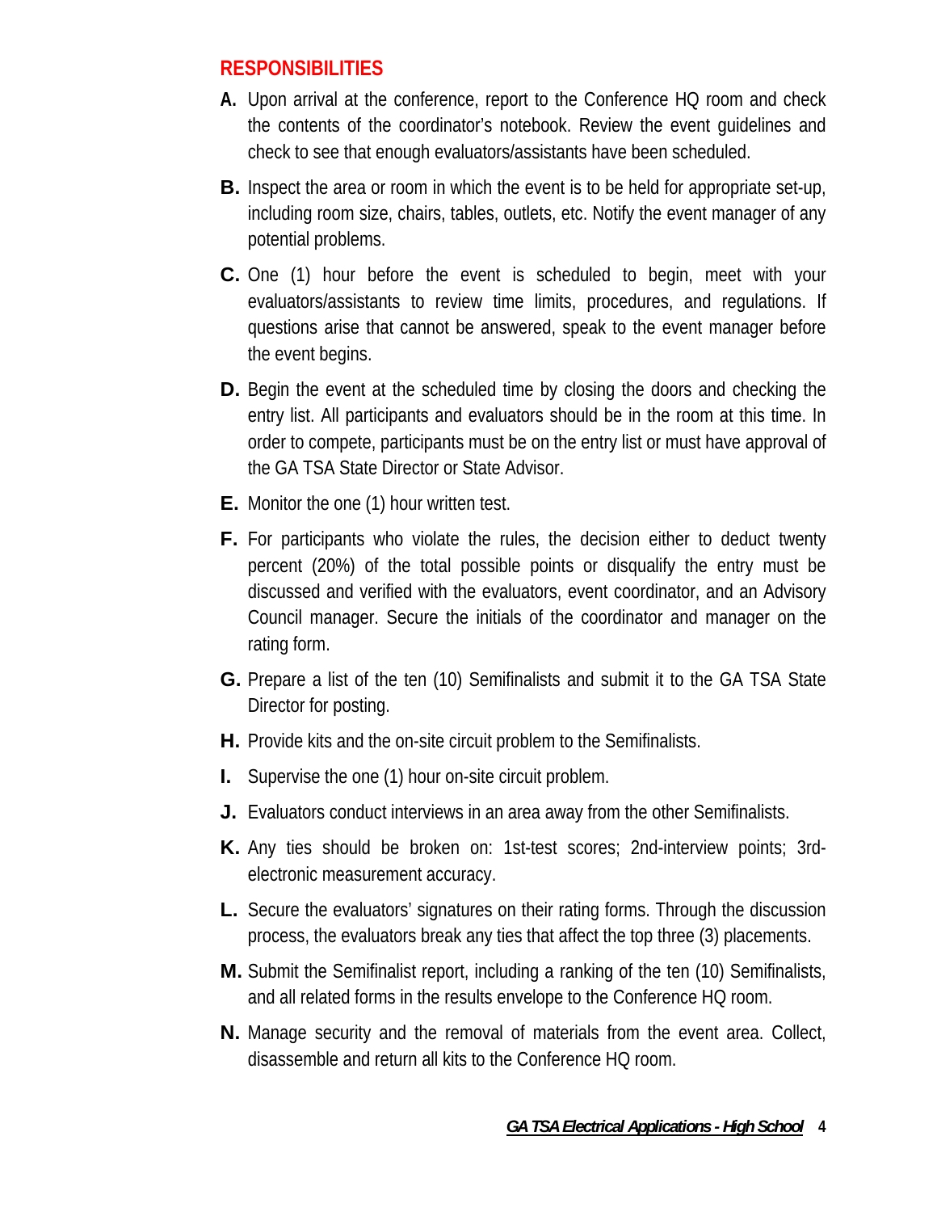## RESPONSIBILITIES

**A.** Upon arrival at the conference, report to the Conference HQ room and check the contents of the coordinator's notebook. Review the event guidelines and check to see that enough evaluators/assistants have been scheduled.

**B.** Inspect the area or room in which the event is to be held for appropriate set-up, including room size, chairs, tables, outlets, etc. Notify the event manager of any potential problems.

**C.** One (1) hour before the event is scheduled to begin, meet with your evaluators/assistants to review time limits, procedures, and regulations. If questions arise that cannot be answered, speak to the event manager before the event begins.

**D.** Begin the event at the scheduled time by closing the doors and checking the entry list. All participants and evaluators should be in the room at this time. In order to compete, participants must be on the entry list or must have approval of the GA TSA State Director or State Advisor.

**E.** Monitor the one (1) hour written test.

**F.** For participants who violate the rules, the decision either to deduct twenty percent (20%) of the total possible points or disqualify the entry must be discussed and verified with the evaluators, event coordinator, and an Advisory Council manager. Secure the initials of the coordinator and manager on the rating form.

**G.** Prepare a list of the ten (10) Semifinalists and submit it to the GA TSA State Director for posting.

**H.** Provide kits and the on-site circuit problem to the Semifinalists.

**I.** Supervise the one (1) hour on-site circuit problem.

**J.** Evaluators conduct interviews in an area away from the other Semifinalists.

**K.** Any ties should be broken on: 1st-test scores; 2nd-interview points; 3rd-electronic measurement accuracy.

**L.** Secure the evaluators' signatures on their rating forms. Through the discussion process, the evaluators break any ties that affect the top three (3) placements.

**M.** Submit the Semifinalist report, including a ranking of the ten (10) Semifinalists, and all related forms in the results envelope to the Conference HQ room.

**N.** Manage security and the removal of materials from the event area. Collect, disassemble and return all kits to the Conference HQ room.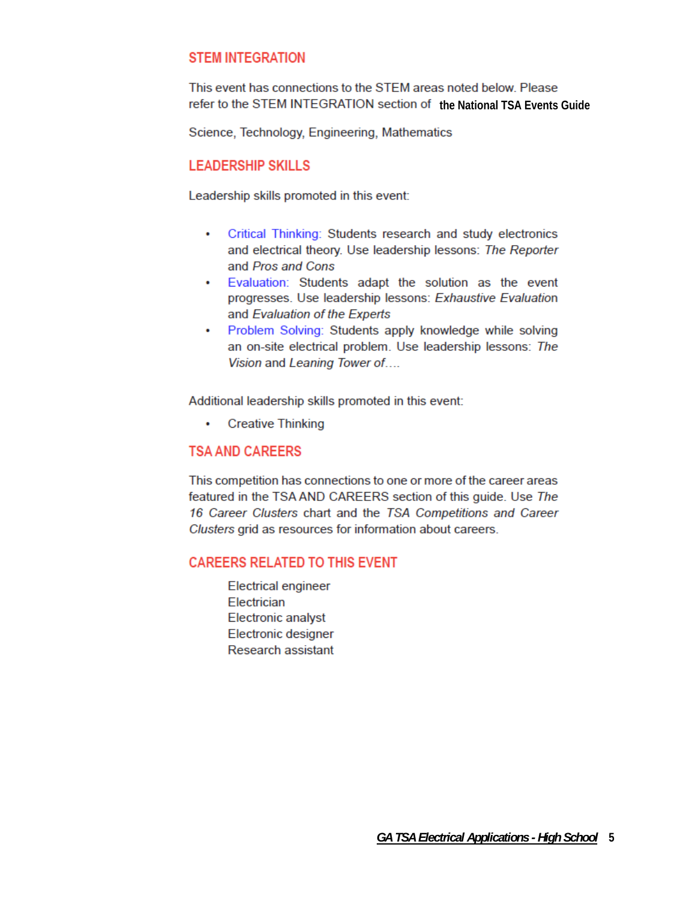## STEM INTEGRATION

This event has connections to the STEM areas noted below. Please refer to the STEM INTEGRATION section of **the National TSA Events Guide**

Science, Technology, Engineering, Mathematics

## LEADERSHIP SKILLS

Leadership skills promoted in this event:

- Critical Thinking: Students research and study electronics and electrical theory. Use leadership lessons: *The Reporter* and *Pros and Cons*
- Evaluation: Students adapt the solution as the event progresses. Use leadership lessons: *Exhaustive Evaluation* and *Evaluation of the Experts*
- Problem Solving: Students apply knowledge while solving an on-site electrical problem. Use leadership lessons: *The Vision* and *Leaning Tower of….*

Additional leadership skills promoted in this event:

- Creative Thinking

## TSA AND CAREERS

This competition has connections to one or more of the career areas featured in the TSA AND CAREERS section of this guide. Use *The 16 Career Clusters* chart and the *TSA Competitions and Career Clusters* grid as resources for information about careers.

## CAREERS RELATED TO THIS EVENT

Electrical engineer
Electrician
Electronic analyst
Electronic designer
Research assistant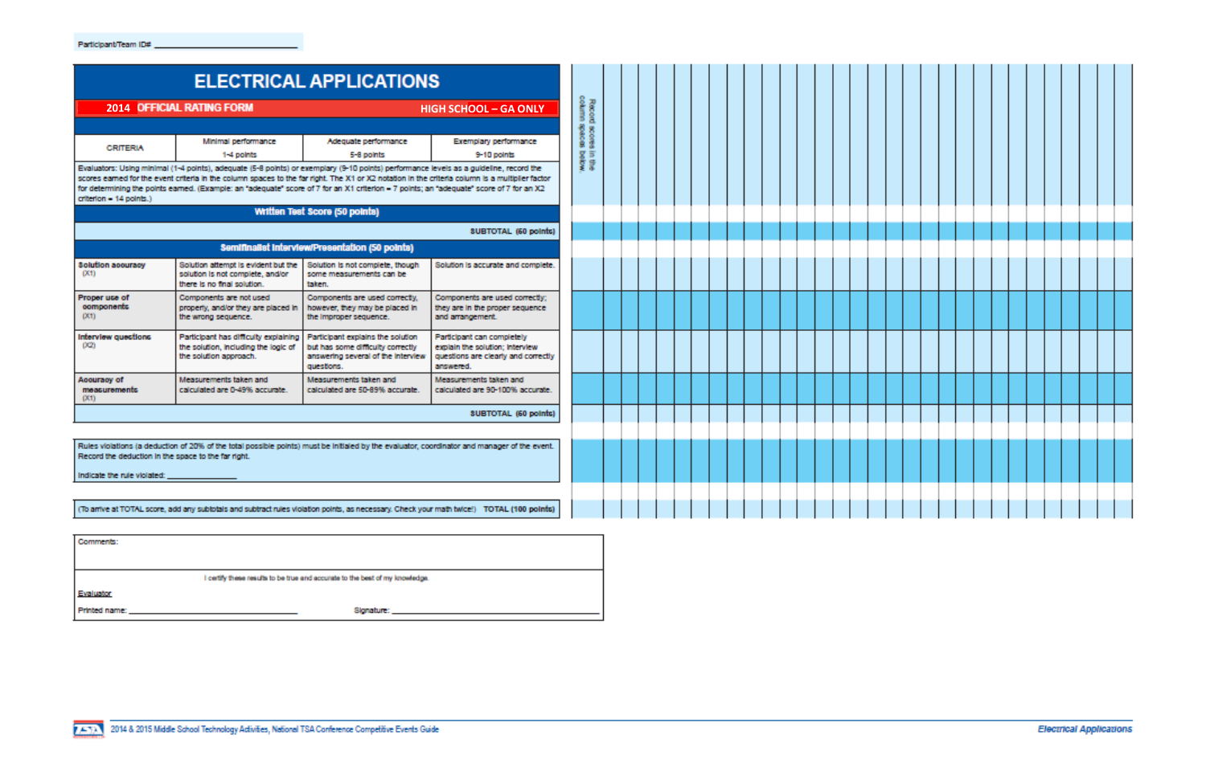Participant/Team ID# ___________________________

# ELECTRICAL APPLICATIONS

**2014 OFFICIAL RATING FORM** **HIGH SCHOOL – GA ONLY**

| CRITERIA | Minimal performance<br>1-4 points | Adequate performance<br>5-8 points | Exemplary performance<br>9-10 points |
|---|---|---|---|
| Evaluators: Using minimal (1-4 points), adequate (5-8 points) or exemplary (9-10 points) performance levels as a guideline, record the scores earned for the event criteria in the column spaces to the far right. The X1 or X2 notation in the criteria column is a multiplier factor for determining the points earned. (Example: an "adequate" score of 7 for an X1 criterion = 7 points; an "adequate" score of 7 for an X2 criterion = 14 points.) | | | |
| **Written Test Score (50 points)** | | | |
| | | | SUBTOTAL (50 points) |
| **Semifinalist Interview/Presentation (50 points)** | | | |
| **Solution accuracy** (X1) | Solution attempt is evident but the solution is not complete, and/or there is no final solution. | Solution is not complete, though some measurements can be taken. | Solution is accurate and complete. |
| **Proper use of components** (X1) | Components are not used properly, and/or they are placed in the wrong sequence. | Components are used correctly, however, they may be placed in the improper sequence. | Components are used correctly; they are in the proper sequence and arrangement. |
| **Interview questions** (X2) | Participant has difficulty explaining the solution, including the logic of the solution approach. | Participant explains the solution but has some difficulty correctly answering several of the interview questions. | Participant can completely explain the solution; interview questions are clearly and correctly answered. |
| **Accuracy of measurements** (X1) | Measurements taken and calculated are 0-49% accurate. | Measurements taken and calculated are 50-89% accurate. | Measurements taken and calculated are 90-100% accurate. |
| | | | SUBTOTAL (50 points) |

Record scores in the column spaces below.

Rules violations (a deduction of 20% of the total possible points) must be initialed by the evaluator, coordinator and manager of the event. Record the deduction in the space to the far right.

Indicate the rule violated: _______________

(To arrive at TOTAL score, add any subtotals and subtract rules violation points, as necessary. Check your math twice!) **TOTAL (100 points)**

Comments:

I certify these results to be true and accurate to the best of my knowledge.

Evaluator

Printed name: ___________________________ Signature: ___________________________